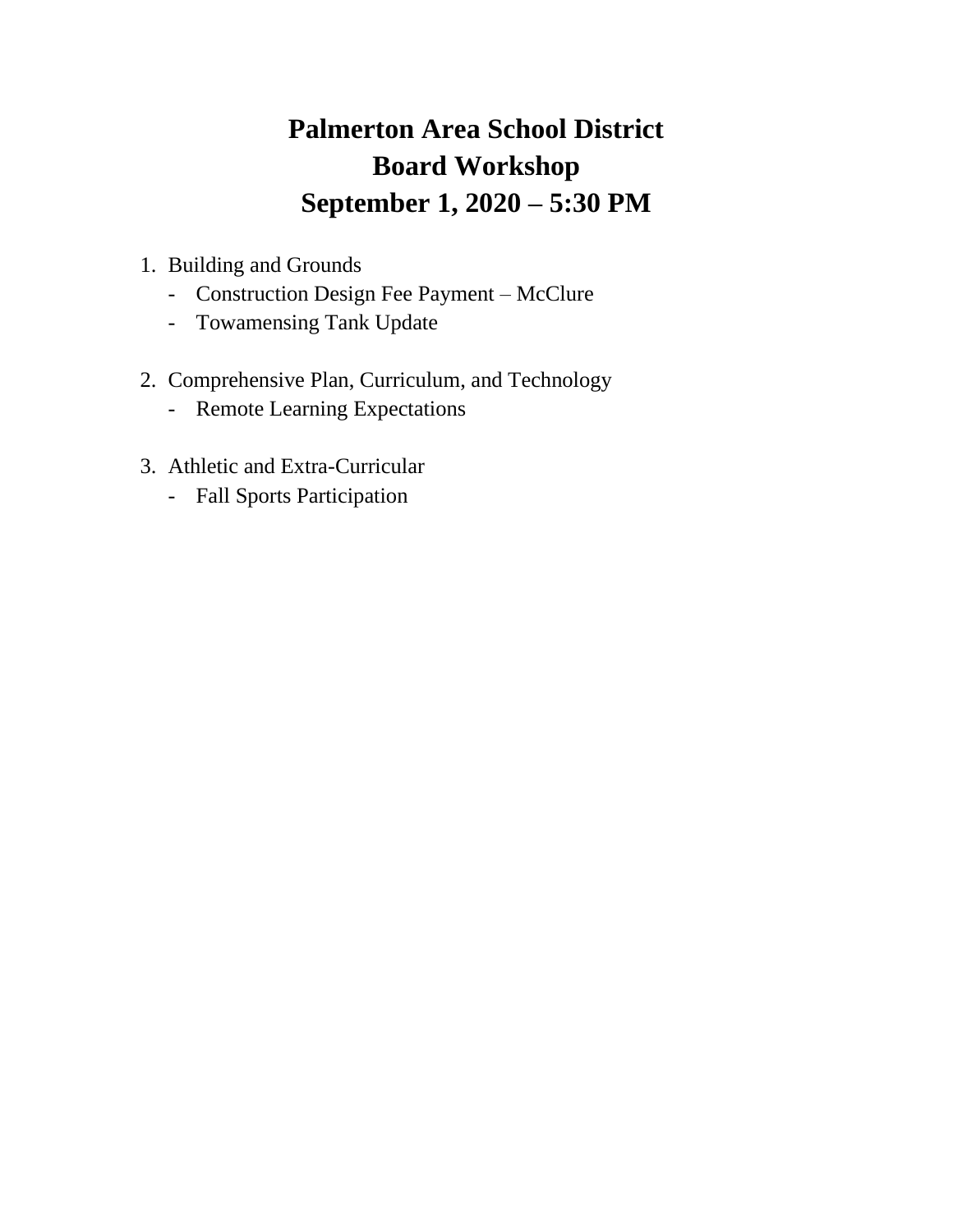# Palmerton Area School District
# Board Workshop
# September 1, 2020 – 5:30 PM

1. Building and Grounds
   - Construction Design Fee Payment – McClure
   - Towamensing Tank Update

2. Comprehensive Plan, Curriculum, and Technology
   - Remote Learning Expectations

3. Athletic and Extra-Curricular
   - Fall Sports Participation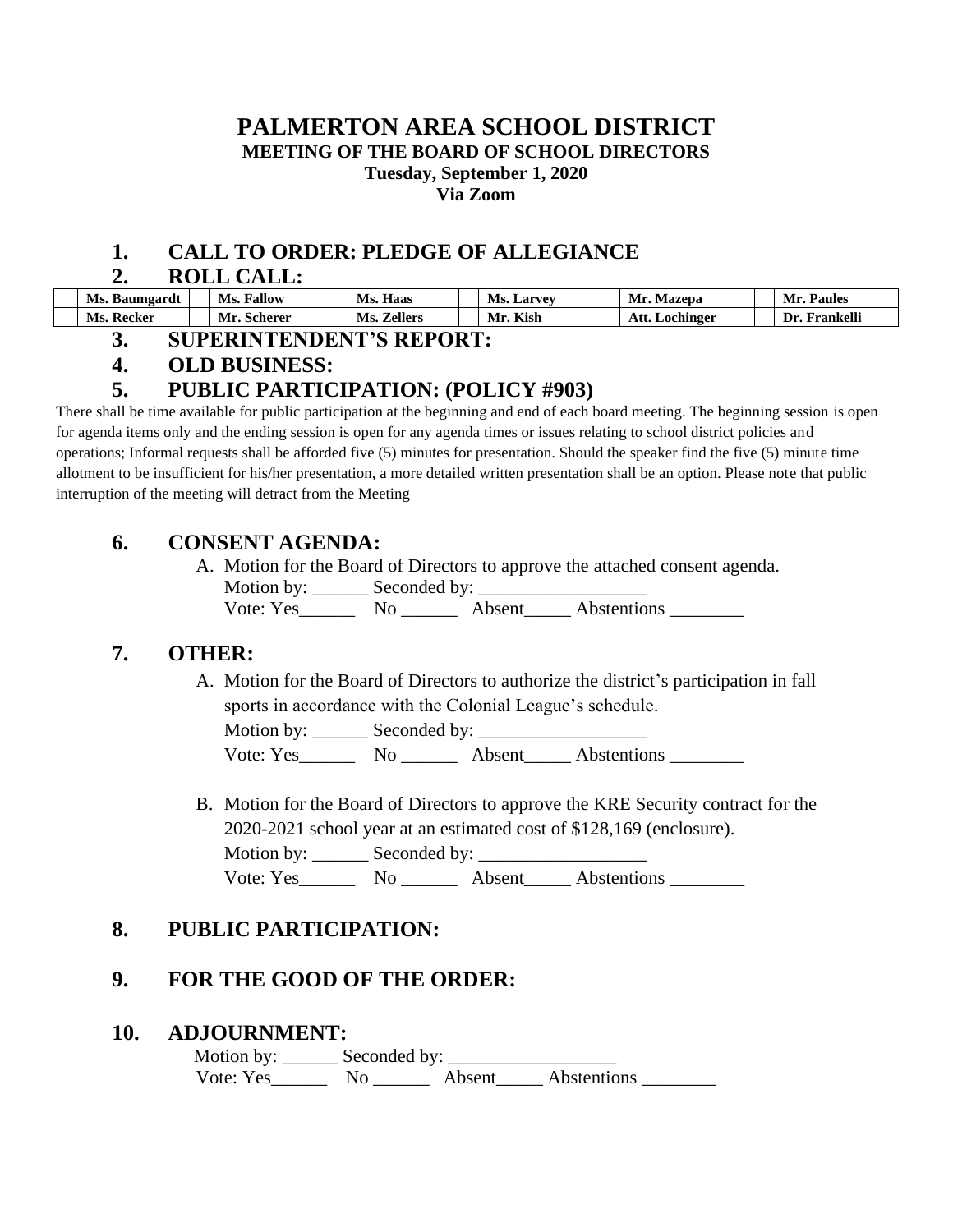# PALMERTON AREA SCHOOL DISTRICT

**MEETING OF THE BOARD OF SCHOOL DIRECTORS**
**Tuesday, September 1, 2020**
**Via Zoom**

## 1. CALL TO ORDER: PLEDGE OF ALLEGIANCE

## 2. ROLL CALL:

| | Ms. Baumgardt | | Ms. Fallow | | Ms. Haas | | Ms. Larvey | | Mr. Mazepa | | Mr. Paules |
|---|---|---|---|---|---|---|---|---|---|---|---|
| | Ms. Recker | | Mr. Scherer | | Ms. Zellers | | Mr. Kish | | Att. Lochinger | | Dr. Frankelli |

## 3. SUPERINTENDENT'S REPORT:

## 4. OLD BUSINESS:

## 5. PUBLIC PARTICIPATION: (POLICY #903)

There shall be time available for public participation at the beginning and end of each board meeting. The beginning session is open for agenda items only and the ending session is open for any agenda times or issues relating to school district policies and operations; Informal requests shall be afforded five (5) minutes for presentation. Should the speaker find the five (5) minute time allotment to be insufficient for his/her presentation, a more detailed written presentation shall be an option. Please note that public interruption of the meeting will detract from the Meeting

## 6. CONSENT AGENDA:

A. Motion for the Board of Directors to approve the attached consent agenda.
Motion by: ______ Seconded by: __________________
Vote: Yes______ No ______ Absent_____ Abstentions ________

## 7. OTHER:

A. Motion for the Board of Directors to authorize the district's participation in fall sports in accordance with the Colonial League's schedule.
Motion by: ______ Seconded by: __________________
Vote: Yes______ No ______ Absent_____ Abstentions ________

B. Motion for the Board of Directors to approve the KRE Security contract for the 2020-2021 school year at an estimated cost of $128,169 (enclosure).
Motion by: ______ Seconded by: __________________
Vote: Yes______ No ______ Absent_____ Abstentions ________

## 8. PUBLIC PARTICIPATION:

## 9. FOR THE GOOD OF THE ORDER:

## 10. ADJOURNMENT:

Motion by: ______ Seconded by: __________________
Vote: Yes______ No ______ Absent_____ Abstentions ________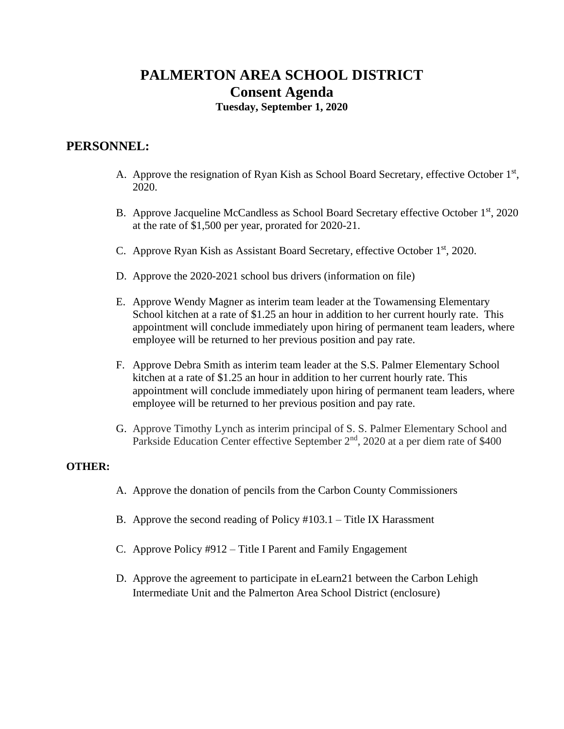# PALMERTON AREA SCHOOL DISTRICT
## Consent Agenda
### Tuesday, September 1, 2020

## PERSONNEL:

A. Approve the resignation of Ryan Kish as School Board Secretary, effective October 1st, 2020.

B. Approve Jacqueline McCandless as School Board Secretary effective October 1st, 2020 at the rate of $1,500 per year, prorated for 2020-21.

C. Approve Ryan Kish as Assistant Board Secretary, effective October 1st, 2020.

D. Approve the 2020-2021 school bus drivers (information on file)

E. Approve Wendy Magner as interim team leader at the Towamensing Elementary School kitchen at a rate of $1.25 an hour in addition to her current hourly rate. This appointment will conclude immediately upon hiring of permanent team leaders, where employee will be returned to her previous position and pay rate.

F. Approve Debra Smith as interim team leader at the S.S. Palmer Elementary School kitchen at a rate of $1.25 an hour in addition to her current hourly rate. This appointment will conclude immediately upon hiring of permanent team leaders, where employee will be returned to her previous position and pay rate.

G. Approve Timothy Lynch as interim principal of S. S. Palmer Elementary School and Parkside Education Center effective September 2nd, 2020 at a per diem rate of $400

**OTHER:**

A. Approve the donation of pencils from the Carbon County Commissioners

B. Approve the second reading of Policy #103.1 – Title IX Harassment

C. Approve Policy #912 – Title I Parent and Family Engagement

D. Approve the agreement to participate in eLearn21 between the Carbon Lehigh Intermediate Unit and the Palmerton Area School District (enclosure)